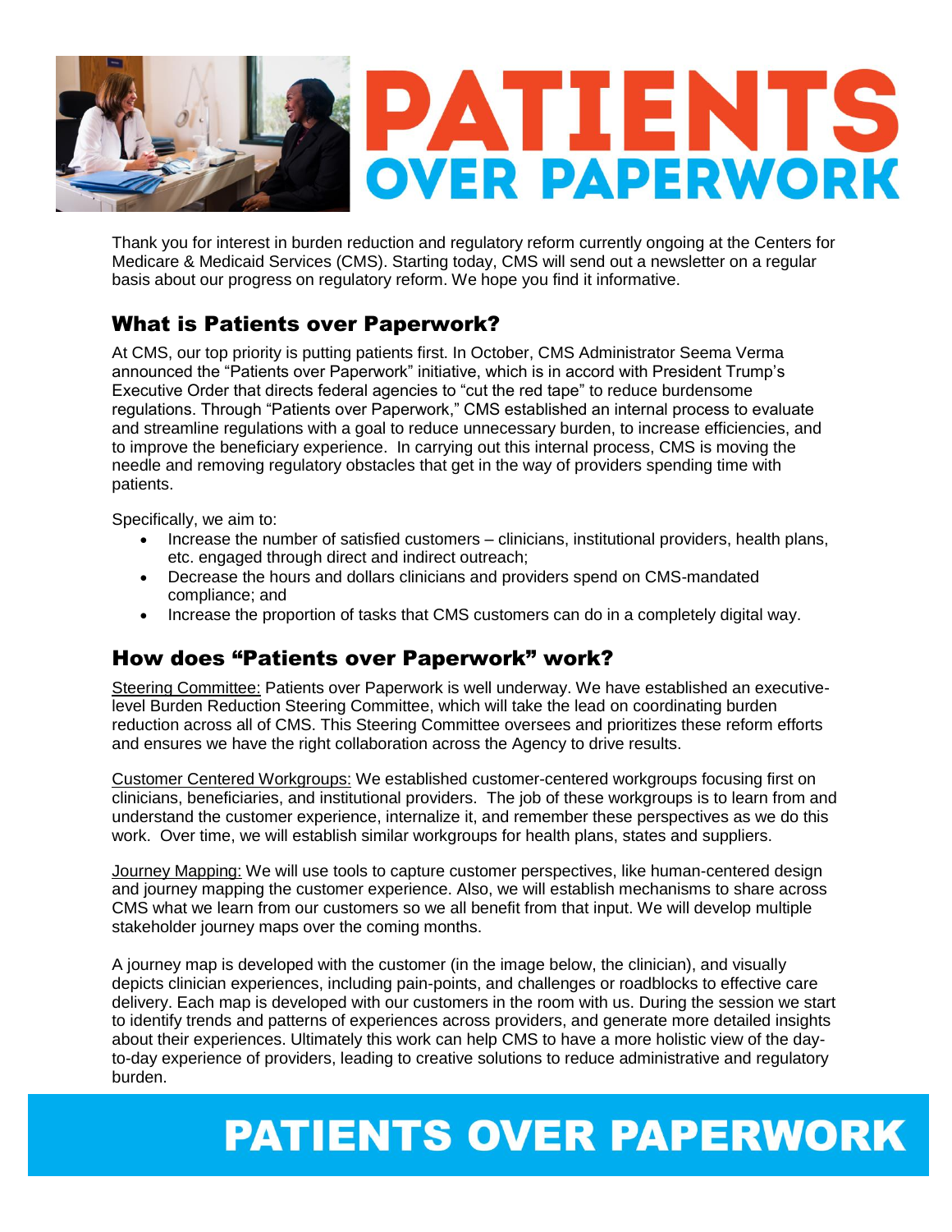# PATIENTS OVER PAPERWORK

Thank you for interest in burden reduction and regulatory reform currently ongoing at the Centers for Medicare & Medicaid Services (CMS). Starting today, CMS will send out a newsletter on a regular basis about our progress on regulatory reform. We hope you find it informative.

## What is Patients over Paperwork?

At CMS, our top priority is putting patients first. In October, CMS Administrator Seema Verma announced the "Patients over Paperwork" initiative, which is in accord with President Trump's Executive Order that directs federal agencies to "cut the red tape" to reduce burdensome regulations. Through "Patients over Paperwork," CMS established an internal process to evaluate and streamline regulations with a goal to reduce unnecessary burden, to increase efficiencies, and to improve the beneficiary experience. In carrying out this internal process, CMS is moving the needle and removing regulatory obstacles that get in the way of providers spending time with patients.

Specifically, we aim to:

- Increase the number of satisfied customers – clinicians, institutional providers, health plans, etc. engaged through direct and indirect outreach;
- Decrease the hours and dollars clinicians and providers spend on CMS-mandated compliance; and
- Increase the proportion of tasks that CMS customers can do in a completely digital way.

## How does "Patients over Paperwork" work?

Steering Committee: Patients over Paperwork is well underway. We have established an executive-level Burden Reduction Steering Committee, which will take the lead on coordinating burden reduction across all of CMS. This Steering Committee oversees and prioritizes these reform efforts and ensures we have the right collaboration across the Agency to drive results.

Customer Centered Workgroups: We established customer-centered workgroups focusing first on clinicians, beneficiaries, and institutional providers. The job of these workgroups is to learn from and understand the customer experience, internalize it, and remember these perspectives as we do this work. Over time, we will establish similar workgroups for health plans, states and suppliers.

Journey Mapping: We will use tools to capture customer perspectives, like human-centered design and journey mapping the customer experience. Also, we will establish mechanisms to share across CMS what we learn from our customers so we all benefit from that input. We will develop multiple stakeholder journey maps over the coming months.

A journey map is developed with the customer (in the image below, the clinician), and visually depicts clinician experiences, including pain-points, and challenges or roadblocks to effective care delivery. Each map is developed with our customers in the room with us. During the session we start to identify trends and patterns of experiences across providers, and generate more detailed insights about their experiences. Ultimately this work can help CMS to have a more holistic view of the day-to-day experience of providers, leading to creative solutions to reduce administrative and regulatory burden.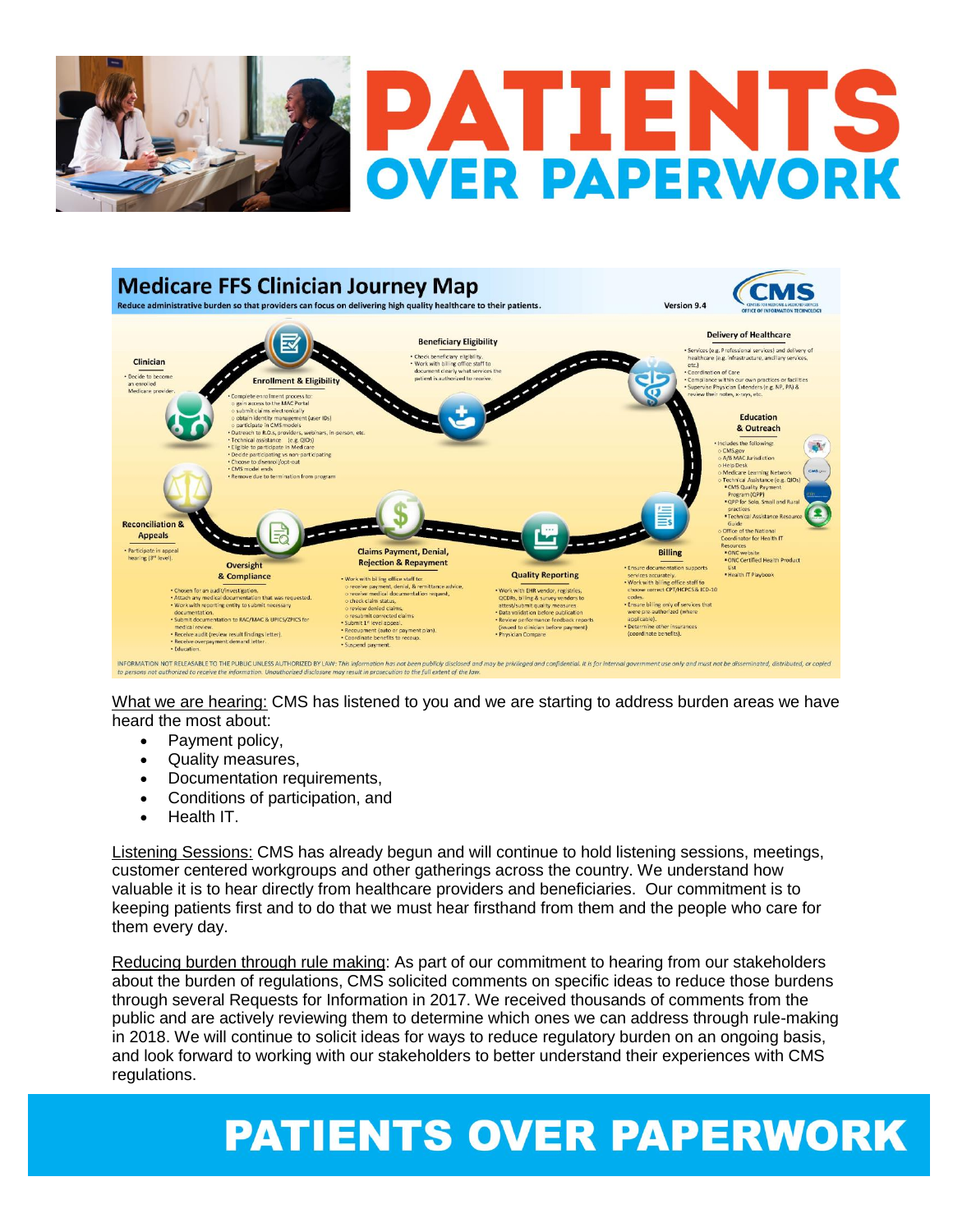# PATIENTS OVER PAPERWORK

## Medicare FFS Clinician Journey Map

Reduce administrative burden so that providers can focus on delivering high quality healthcare to their patients.

Version 9.4

**Clinician**

- Decide to become an enrolled Medicare provider.

**Enrollment & Eligibility**

- Complete enrollment process to:
  - gain access to the MAC Portal
  - submit claims electronically
  - obtain identity management (user IDs)
  - participate in CMS models
- Outreach to R.O.s, providers, webinars, in-person, etc.
- Technical assistance (e.g. QIOs)
- Eligible to participate in Medicare
- Decide participating vs non-participating
- Choose to disenroll/opt-out
- CMS model ends
- Remove due to termination from program

**Beneficiary Eligibility**

- Check beneficiary eligibility.
- Work with billing office staff to document clearly what services the patient is authorized to receive.

**Delivery of Healthcare**

- Services (e.g. Professional services) and delivery of healthcare (e.g. infrastructure, ancillary services, etc.)
- Coordination of Care
- Compliance within our own practices or facilities
- Supervise Physician Extenders (e.g. NP, PA) & review their notes, x-rays, etc.

**Education & Outreach**

- Includes the following:
  - CMS.gov
  - A/B MAC Jurisdiction
  - Help Desk
  - Medicare Learning Network
  - Technical Assistance (e.g. QIOs)
    - CMS Quality Payment Program (QPP)
    - QPP for Solo, Small and Rural practices
    - Technical Assistance Resource Guide
  - Office of the National Coordinator for Health IT Resources
    - ONC website
    - ONC Certified Health Product List
    - Health IT Playbook

**Billing**

- Ensure documentation supports services accurately.
- Work with billing office staff to choose correct CPT/HCPCS & ICD-10 codes.
- Ensure billing only of services that were pre-authorized (where applicable).
- Determine other insurances (coordinate benefits).

**Quality Reporting**

- Work with EHR vendor, registries, QCDRs, billing & survey vendors to attest/submit quality measures.
- Data validation before publication
- Review performance feedback reports (issued to clinician before payment)
- Physician Compare

**Claims Payment, Denial, Rejection & Repayment**

- Work with billing office staff to:
  - receive payment, denial, & remittance advice,
  - receive medical documentation request,
  - check claim status,
  - review denied claims,
  - resubmit corrected claims
- Submit 1st level appeal.
- Recoupment (auto or payment plan).
- Coordinate benefits to recoup.
- Suspend payment.

**Oversight & Compliance**

- Chosen for an audit/investigation.
- Attach any medical documentation that was requested.
- Work with reporting entity to submit necessary documentation.
- Submit documentation to RAC/MAC & UPICS/ZPICS for medical review.
- Receive audit (review result findings letter).
- Receive overpayment demand letter.
- Education.

**Reconciliation & Appeals**

- Participate in appeal hearing (3rd level).

INFORMATION NOT RELEASABLE TO THE PUBLIC UNLESS AUTHORIZED BY LAW: *This information has not been publicly disclosed and may be privileged and confidential. It is for internal government use only and must not be disseminated, distributed, or copied to persons not authorized to receive the information. Unauthorized disclosure may result in prosecution to the full extent of the law.*

What we are hearing: CMS has listened to you and we are starting to address burden areas we have heard the most about:

- Payment policy,
- Quality measures,
- Documentation requirements,
- Conditions of participation, and
- Health IT.

Listening Sessions: CMS has already begun and will continue to hold listening sessions, meetings, customer centered workgroups and other gatherings across the country. We understand how valuable it is to hear directly from healthcare providers and beneficiaries. Our commitment is to keeping patients first and to do that we must hear firsthand from them and the people who care for them every day.

Reducing burden through rule making: As part of our commitment to hearing from our stakeholders about the burden of regulations, CMS solicited comments on specific ideas to reduce those burdens through several Requests for Information in 2017. We received thousands of comments from the public and are actively reviewing them to determine which ones we can address through rule-making in 2018. We will continue to solicit ideas for ways to reduce regulatory burden on an ongoing basis, and look forward to working with our stakeholders to better understand their experiences with CMS regulations.

**PATIENTS OVER PAPERWORK**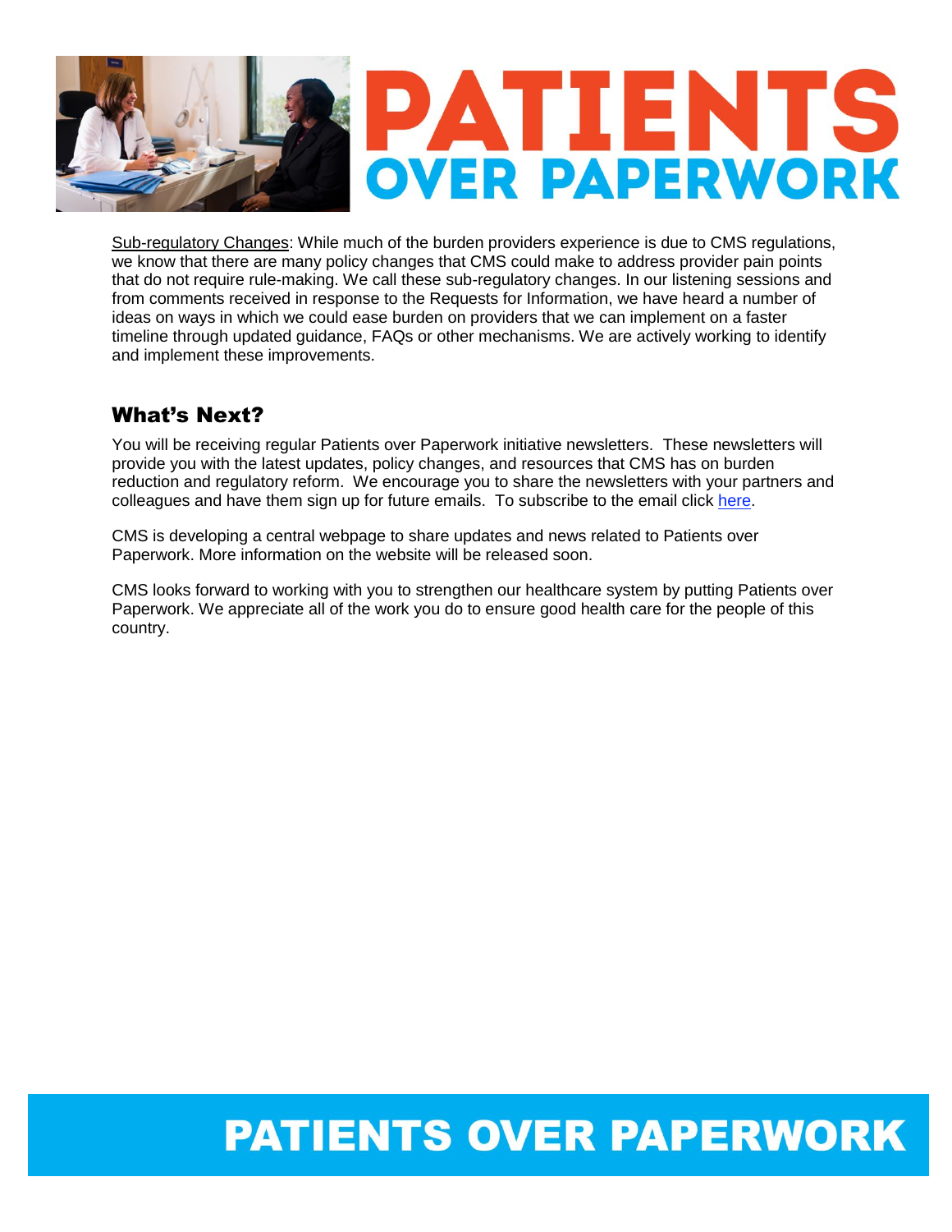Sub-regulatory Changes: While much of the burden providers experience is due to CMS regulations, we know that there are many policy changes that CMS could make to address provider pain points that do not require rule-making. We call these sub-regulatory changes. In our listening sessions and from comments received in response to the Requests for Information, we have heard a number of ideas on ways in which we could ease burden on providers that we can implement on a faster timeline through updated guidance, FAQs or other mechanisms. We are actively working to identify and implement these improvements.

## What's Next?

You will be receiving regular Patients over Paperwork initiative newsletters. These newsletters will provide you with the latest updates, policy changes, and resources that CMS has on burden reduction and regulatory reform. We encourage you to share the newsletters with your partners and colleagues and have them sign up for future emails. To subscribe to the email click here.

CMS is developing a central webpage to share updates and news related to Patients over Paperwork. More information on the website will be released soon.

CMS looks forward to working with you to strengthen our healthcare system by putting Patients over Paperwork. We appreciate all of the work you do to ensure good health care for the people of this country.